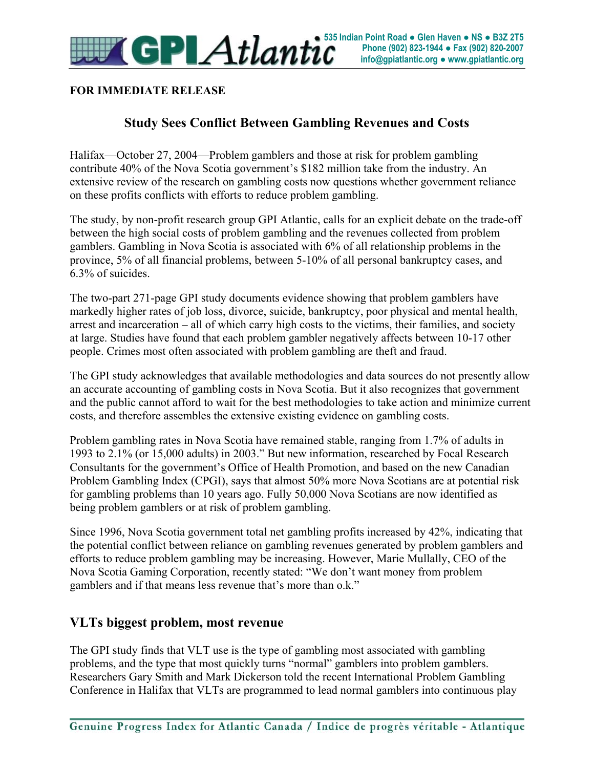535 Indian Point Road ● Glen Haven ● NS ● B3Z 2T5
Phone (902) 823-1944 ● Fax (902) 820-2007
info@gpiatlantic.org ● www.gpiatlantic.org

**FOR IMMEDIATE RELEASE**

# Study Sees Conflict Between Gambling Revenues and Costs

Halifax—October 27, 2004—Problem gamblers and those at risk for problem gambling contribute 40% of the Nova Scotia government's $182 million take from the industry. An extensive review of the research on gambling costs now questions whether government reliance on these profits conflicts with efforts to reduce problem gambling.

The study, by non-profit research group GPI Atlantic, calls for an explicit debate on the trade-off between the high social costs of problem gambling and the revenues collected from problem gamblers. Gambling in Nova Scotia is associated with 6% of all relationship problems in the province, 5% of all financial problems, between 5-10% of all personal bankruptcy cases, and 6.3% of suicides.

The two-part 271-page GPI study documents evidence showing that problem gamblers have markedly higher rates of job loss, divorce, suicide, bankruptcy, poor physical and mental health, arrest and incarceration – all of which carry high costs to the victims, their families, and society at large. Studies have found that each problem gambler negatively affects between 10-17 other people. Crimes most often associated with problem gambling are theft and fraud.

The GPI study acknowledges that available methodologies and data sources do not presently allow an accurate accounting of gambling costs in Nova Scotia. But it also recognizes that government and the public cannot afford to wait for the best methodologies to take action and minimize current costs, and therefore assembles the extensive existing evidence on gambling costs.

Problem gambling rates in Nova Scotia have remained stable, ranging from 1.7% of adults in 1993 to 2.1% (or 15,000 adults) in 2003." But new information, researched by Focal Research Consultants for the government's Office of Health Promotion, and based on the new Canadian Problem Gambling Index (CPGI), says that almost 50% more Nova Scotians are at potential risk for gambling problems than 10 years ago. Fully 50,000 Nova Scotians are now identified as being problem gamblers or at risk of problem gambling.

Since 1996, Nova Scotia government total net gambling profits increased by 42%, indicating that the potential conflict between reliance on gambling revenues generated by problem gamblers and efforts to reduce problem gambling may be increasing. However, Marie Mullally, CEO of the Nova Scotia Gaming Corporation, recently stated: "We don't want money from problem gamblers and if that means less revenue that's more than o.k."

## VLTs biggest problem, most revenue

The GPI study finds that VLT use is the type of gambling most associated with gambling problems, and the type that most quickly turns "normal" gamblers into problem gamblers. Researchers Gary Smith and Mark Dickerson told the recent International Problem Gambling Conference in Halifax that VLTs are programmed to lead normal gamblers into continuous play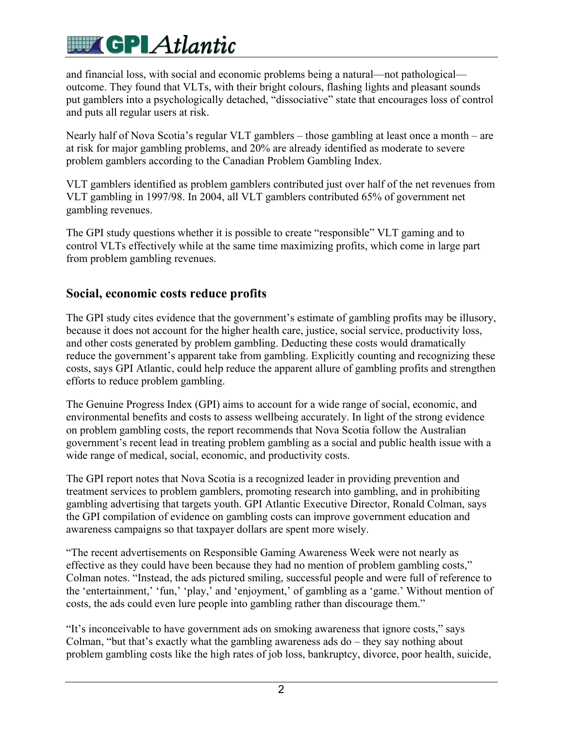and financial loss, with social and economic problems being a natural—not pathological—outcome. They found that VLTs, with their bright colours, flashing lights and pleasant sounds put gamblers into a psychologically detached, "dissociative" state that encourages loss of control and puts all regular users at risk.

Nearly half of Nova Scotia's regular VLT gamblers – those gambling at least once a month – are at risk for major gambling problems, and 20% are already identified as moderate to severe problem gamblers according to the Canadian Problem Gambling Index.

VLT gamblers identified as problem gamblers contributed just over half of the net revenues from VLT gambling in 1997/98. In 2004, all VLT gamblers contributed 65% of government net gambling revenues.

The GPI study questions whether it is possible to create "responsible" VLT gaming and to control VLTs effectively while at the same time maximizing profits, which come in large part from problem gambling revenues.

## Social, economic costs reduce profits

The GPI study cites evidence that the government's estimate of gambling profits may be illusory, because it does not account for the higher health care, justice, social service, productivity loss, and other costs generated by problem gambling. Deducting these costs would dramatically reduce the government's apparent take from gambling. Explicitly counting and recognizing these costs, says GPI Atlantic, could help reduce the apparent allure of gambling profits and strengthen efforts to reduce problem gambling.

The Genuine Progress Index (GPI) aims to account for a wide range of social, economic, and environmental benefits and costs to assess wellbeing accurately. In light of the strong evidence on problem gambling costs, the report recommends that Nova Scotia follow the Australian government's recent lead in treating problem gambling as a social and public health issue with a wide range of medical, social, economic, and productivity costs.

The GPI report notes that Nova Scotia is a recognized leader in providing prevention and treatment services to problem gamblers, promoting research into gambling, and in prohibiting gambling advertising that targets youth. GPI Atlantic Executive Director, Ronald Colman, says the GPI compilation of evidence on gambling costs can improve government education and awareness campaigns so that taxpayer dollars are spent more wisely.

"The recent advertisements on Responsible Gaming Awareness Week were not nearly as effective as they could have been because they had no mention of problem gambling costs," Colman notes. "Instead, the ads pictured smiling, successful people and were full of reference to the 'entertainment,' 'fun,' 'play,' and 'enjoyment,' of gambling as a 'game.' Without mention of costs, the ads could even lure people into gambling rather than discourage them."

"It's inconceivable to have government ads on smoking awareness that ignore costs," says Colman, "but that's exactly what the gambling awareness ads do – they say nothing about problem gambling costs like the high rates of job loss, bankruptcy, divorce, poor health, suicide,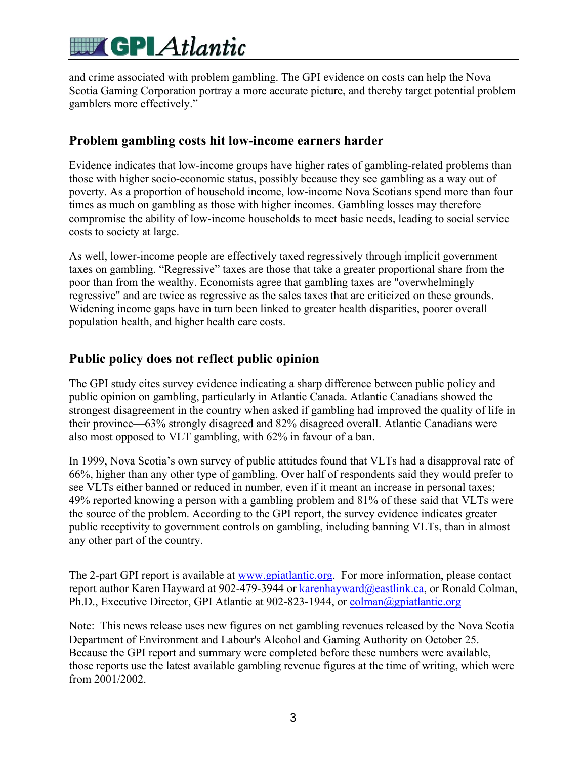and crime associated with problem gambling. The GPI evidence on costs can help the Nova Scotia Gaming Corporation portray a more accurate picture, and thereby target potential problem gamblers more effectively."

## Problem gambling costs hit low-income earners harder

Evidence indicates that low-income groups have higher rates of gambling-related problems than those with higher socio-economic status, possibly because they see gambling as a way out of poverty. As a proportion of household income, low-income Nova Scotians spend more than four times as much on gambling as those with higher incomes. Gambling losses may therefore compromise the ability of low-income households to meet basic needs, leading to social service costs to society at large.

As well, lower-income people are effectively taxed regressively through implicit government taxes on gambling. "Regressive" taxes are those that take a greater proportional share from the poor than from the wealthy. Economists agree that gambling taxes are "overwhelmingly regressive" and are twice as regressive as the sales taxes that are criticized on these grounds. Widening income gaps have in turn been linked to greater health disparities, poorer overall population health, and higher health care costs.

## Public policy does not reflect public opinion

The GPI study cites survey evidence indicating a sharp difference between public policy and public opinion on gambling, particularly in Atlantic Canada. Atlantic Canadians showed the strongest disagreement in the country when asked if gambling had improved the quality of life in their province—63% strongly disagreed and 82% disagreed overall. Atlantic Canadians were also most opposed to VLT gambling, with 62% in favour of a ban.

In 1999, Nova Scotia's own survey of public attitudes found that VLTs had a disapproval rate of 66%, higher than any other type of gambling. Over half of respondents said they would prefer to see VLTs either banned or reduced in number, even if it meant an increase in personal taxes; 49% reported knowing a person with a gambling problem and 81% of these said that VLTs were the source of the problem. According to the GPI report, the survey evidence indicates greater public receptivity to government controls on gambling, including banning VLTs, than in almost any other part of the country.

The 2-part GPI report is available at www.gpiatlantic.org. For more information, please contact report author Karen Hayward at 902-479-3944 or karenhayward@eastlink.ca, or Ronald Colman, Ph.D., Executive Director, GPI Atlantic at 902-823-1944, or colman@gpiatlantic.org

Note: This news release uses new figures on net gambling revenues released by the Nova Scotia Department of Environment and Labour's Alcohol and Gaming Authority on October 25. Because the GPI report and summary were completed before these numbers were available, those reports use the latest available gambling revenue figures at the time of writing, which were from 2001/2002.